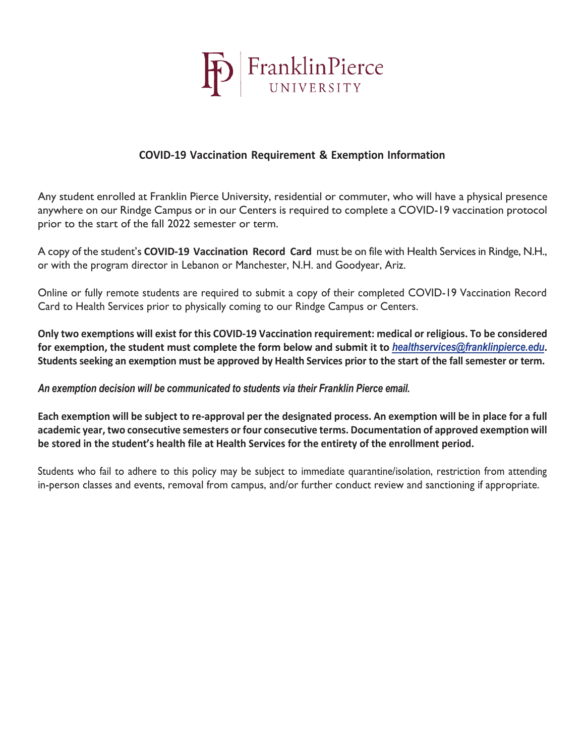FranklinPierce UNIVERSITY

## COVID-19 Vaccination Requirement & Exemption Information

Any student enrolled at Franklin Pierce University, residential or commuter, who will have a physical presence anywhere on our Rindge Campus or in our Centers is required to complete a COVID-19 vaccination protocol prior to the start of the fall 2022 semester or term.

A copy of the student's **COVID-19 Vaccination Record Card** must be on file with Health Services in Rindge, N.H., or with the program director in Lebanon or Manchester, N.H. and Goodyear, Ariz.

Online or fully remote students are required to submit a copy of their completed COVID-19 Vaccination Record Card to Health Services prior to physically coming to our Rindge Campus or Centers.

**Only two exemptions will exist for this COVID-19 Vaccination requirement: medical or religious. To be considered for exemption, the student must complete the form below and submit it to *healthservices@franklinpierce.edu*. Students seeking an exemption must be approved by Health Services prior to the start of the fall semester or term.**

***An exemption decision will be communicated to students via their Franklin Pierce email.***

**Each exemption will be subject to re-approval per the designated process. An exemption will be in place for a full academic year, two consecutive semesters or four consecutive terms. Documentation of approved exemption will be stored in the student's health file at Health Services for the entirety of the enrollment period.**

Students who fail to adhere to this policy may be subject to immediate quarantine/isolation, restriction from attending in-person classes and events, removal from campus, and/or further conduct review and sanctioning if appropriate.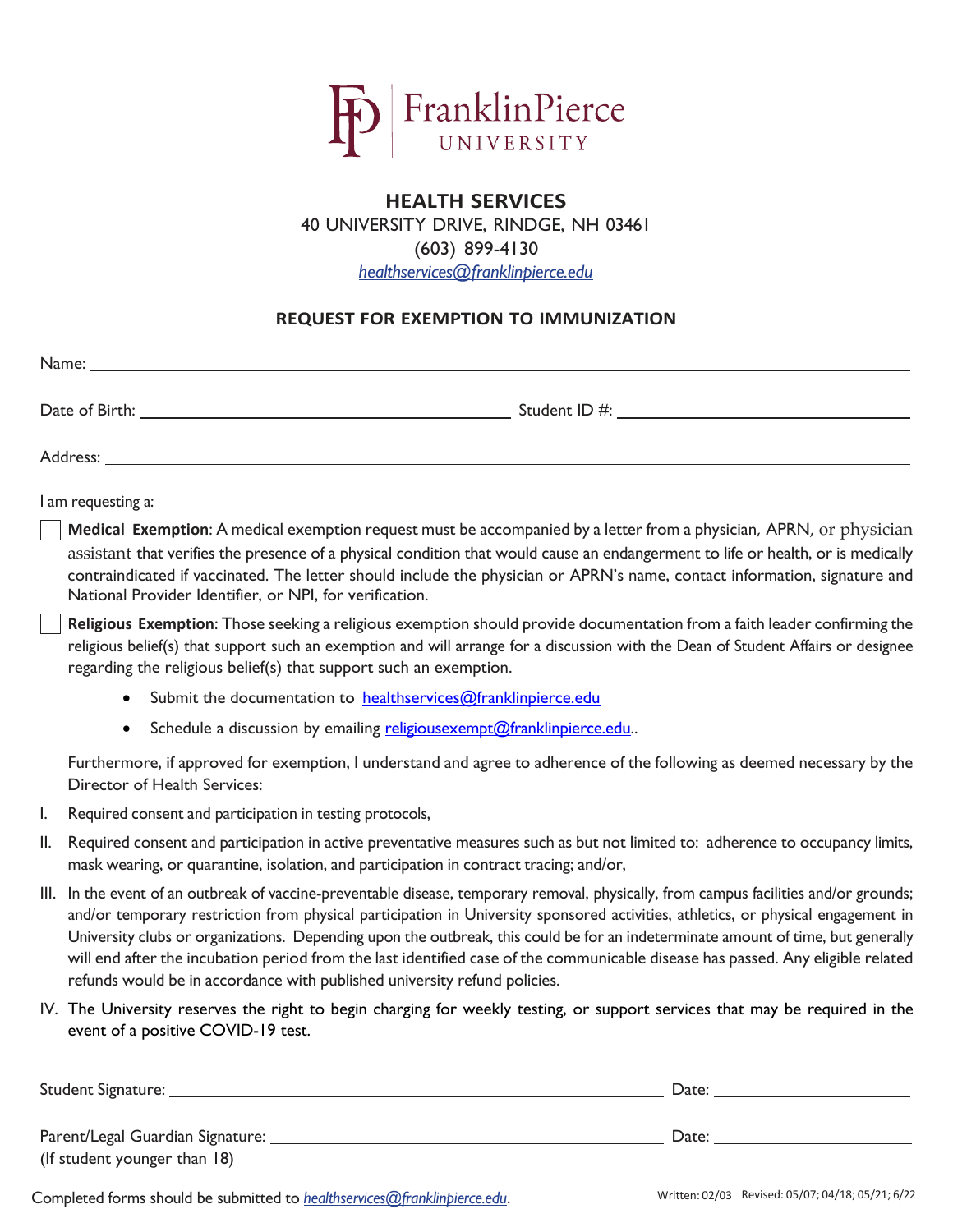Franklin Pierce UNIVERSITY

## HEALTH SERVICES

40 UNIVERSITY DRIVE, RINDGE, NH 03461

(603) 899-4130

*healthservices@franklinpierce.edu*

### REQUEST FOR EXEMPTION TO IMMUNIZATION

Name: \_\_\_\_\_\_\_\_\_\_\_\_\_\_\_\_\_\_\_\_\_\_\_\_\_\_\_\_\_\_\_\_\_\_\_\_\_\_\_\_

Date of Birth: \_\_\_\_\_\_\_\_\_\_\_\_\_\_\_\_\_\_\_\_ Student ID #: \_\_\_\_\_\_\_\_\_\_\_\_\_\_\_\_\_\_\_\_

Address: \_\_\_\_\_\_\_\_\_\_\_\_\_\_\_\_\_\_\_\_\_\_\_\_\_\_\_\_\_\_\_\_\_\_\_\_\_\_\_\_

I am requesting a:

☐ **Medical Exemption**: A medical exemption request must be accompanied by a letter from a physician, APRN, or physician assistant that verifies the presence of a physical condition that would cause an endangerment to life or health, or is medically contraindicated if vaccinated. The letter should include the physician or APRN's name, contact information, signature and National Provider Identifier, or NPI, for verification.

☐ **Religious Exemption**: Those seeking a religious exemption should provide documentation from a faith leader confirming the religious belief(s) that support such an exemption and will arrange for a discussion with the Dean of Student Affairs or designee regarding the religious belief(s) that support such an exemption.

- Submit the documentation to healthservices@franklinpierce.edu
- Schedule a discussion by emailing religiousexempt@franklinpierce.edu..

Furthermore, if approved for exemption, I understand and agree to adherence of the following as deemed necessary by the Director of Health Services:

I. Required consent and participation in testing protocols,

II. Required consent and participation in active preventative measures such as but not limited to: adherence to occupancy limits, mask wearing, or quarantine, isolation, and participation in contract tracing; and/or,

III. In the event of an outbreak of vaccine-preventable disease, temporary removal, physically, from campus facilities and/or grounds; and/or temporary restriction from physical participation in University sponsored activities, athletics, or physical engagement in University clubs or organizations. Depending upon the outbreak, this could be for an indeterminate amount of time, but generally will end after the incubation period from the last identified case of the communicable disease has passed. Any eligible related refunds would be in accordance with published university refund policies.

IV. The University reserves the right to begin charging for weekly testing, or support services that may be required in the event of a positive COVID-19 test.

Student Signature: \_\_\_\_\_\_\_\_\_\_\_\_\_\_\_\_\_\_\_\_\_\_\_\_\_\_\_\_\_\_ Date: \_\_\_\_\_\_\_\_\_\_\_\_

Parent/Legal Guardian Signature: \_\_\_\_\_\_\_\_\_\_\_\_\_\_\_\_\_\_\_\_\_\_ Date: \_\_\_\_\_\_\_\_\_\_\_\_
(If student younger than 18)

Completed forms should be submitted to *healthservices@franklinpierce.edu*.

Written: 02/03 Revised: 05/07; 04/18; 05/21; 6/22